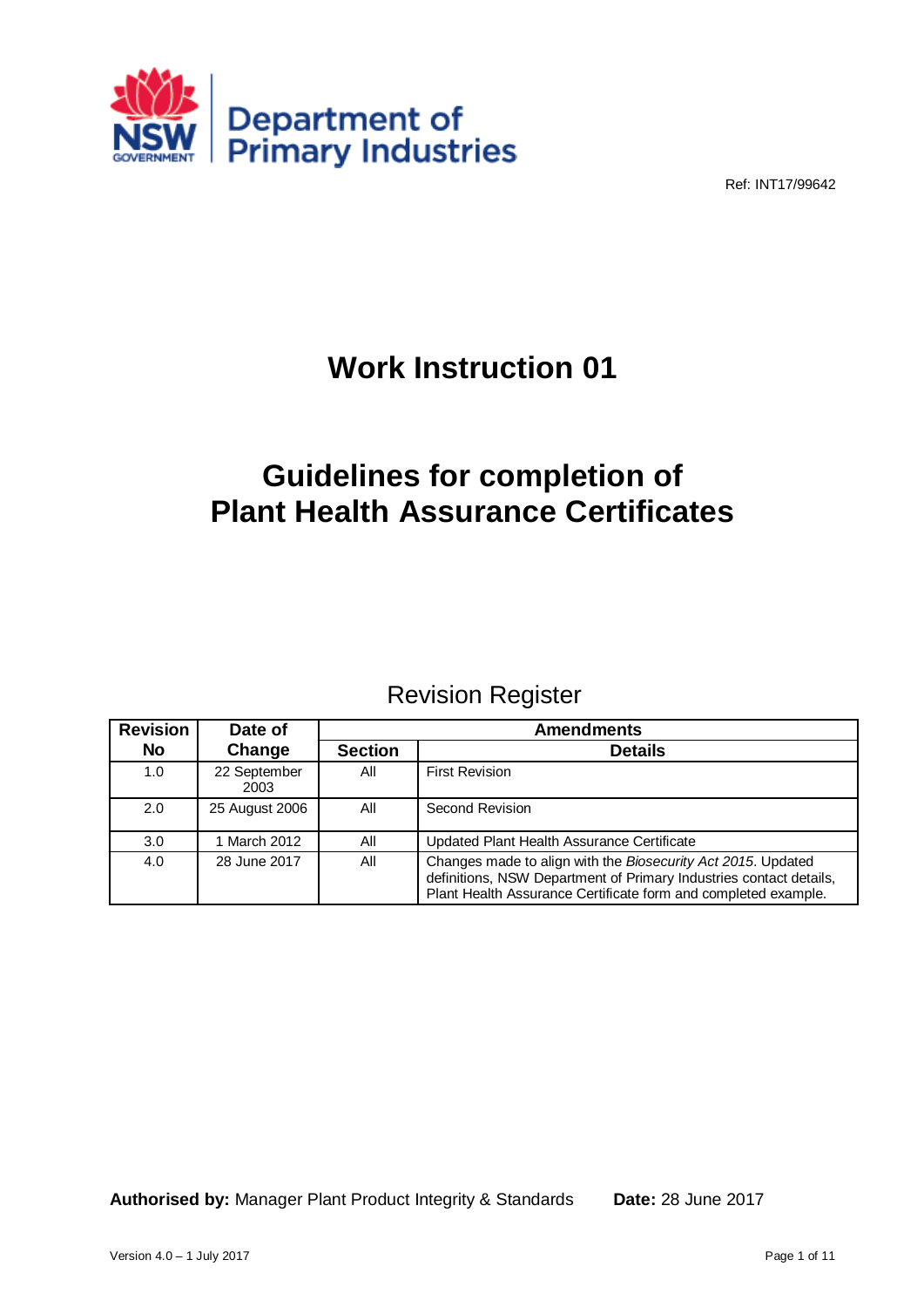Ref: INT17/99642

# Work Instruction 01

# Guidelines for completion of Plant Health Assurance Certificates

## Revision Register

| Revision No | Date of Change | Amendments | |
|---|---|---|---|
| | | **Section** | **Details** |
| 1.0 | 22 September 2003 | All | First Revision |
| 2.0 | 25 August 2006 | All | Second Revision |
| 3.0 | 1 March 2012 | All | Updated Plant Health Assurance Certificate |
| 4.0 | 28 June 2017 | All | Changes made to align with the *Biosecurity Act 2015*. Updated definitions, NSW Department of Primary Industries contact details, Plant Health Assurance Certificate form and completed example. |

**Authorised by:** Manager Plant Product Integrity & Standards **Date:** 28 June 2017

Version 4.0 – 1 July 2017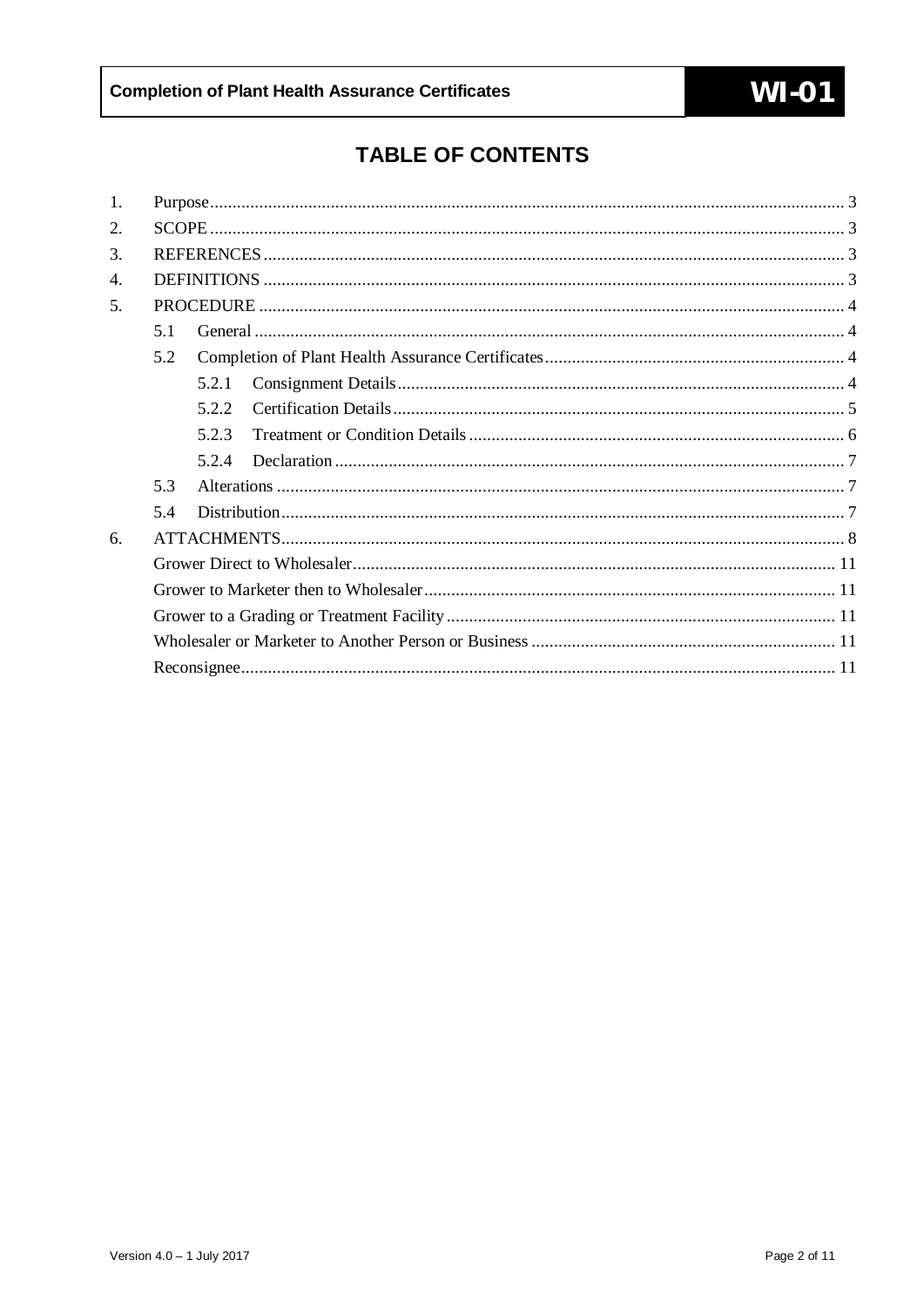# TABLE OF CONTENTS

1. Purpose ..... 3
2. SCOPE ..... 3
3. REFERENCES ..... 3
4. DEFINITIONS ..... 3
5. PROCEDURE ..... 4
   - 5.1 General ..... 4
   - 5.2 Completion of Plant Health Assurance Certificates ..... 4
     - 5.2.1 Consignment Details ..... 4
     - 5.2.2 Certification Details ..... 5
     - 5.2.3 Treatment or Condition Details ..... 6
     - 5.2.4 Declaration ..... 7
   - 5.3 Alterations ..... 7
   - 5.4 Distribution ..... 7
6. ATTACHMENTS ..... 8
   - Grower Direct to Wholesaler ..... 11
   - Grower to Marketer then to Wholesaler ..... 11
   - Grower to a Grading or Treatment Facility ..... 11
   - Wholesaler or Marketer to Another Person or Business ..... 11
   - Reconsignee ..... 11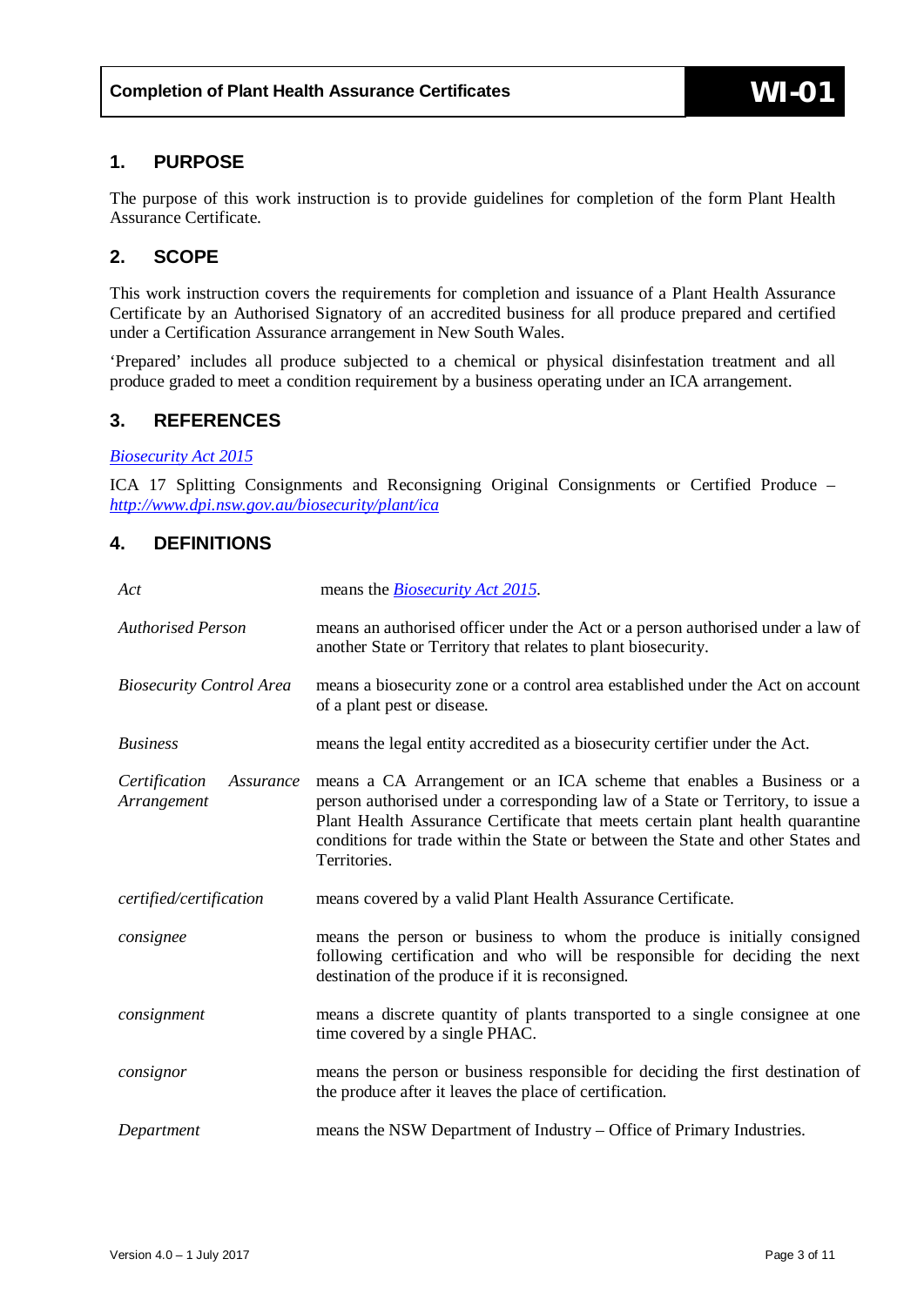## 1. PURPOSE

The purpose of this work instruction is to provide guidelines for completion of the form Plant Health Assurance Certificate.

## 2. SCOPE

This work instruction covers the requirements for completion and issuance of a Plant Health Assurance Certificate by an Authorised Signatory of an accredited business for all produce prepared and certified under a Certification Assurance arrangement in New South Wales.

'Prepared' includes all produce subjected to a chemical or physical disinfestation treatment and all produce graded to meet a condition requirement by a business operating under an ICA arrangement.

## 3. REFERENCES

*Biosecurity Act 2015*

ICA 17 Splitting Consignments and Reconsigning Original Consignments or Certified Produce – *http://www.dpi.nsw.gov.au/biosecurity/plant/ica*

## 4. DEFINITIONS

| | |
|---|---|
| *Act* | means the *Biosecurity Act 2015*. |
| *Authorised Person* | means an authorised officer under the Act or a person authorised under a law of another State or Territory that relates to plant biosecurity. |
| *Biosecurity Control Area* | means a biosecurity zone or a control area established under the Act on account of a plant pest or disease. |
| *Business* | means the legal entity accredited as a biosecurity certifier under the Act. |
| *Certification Assurance Arrangement* | means a CA Arrangement or an ICA scheme that enables a Business or a person authorised under a corresponding law of a State or Territory, to issue a Plant Health Assurance Certificate that meets certain plant health quarantine conditions for trade within the State or between the State and other States and Territories. |
| *certified/certification* | means covered by a valid Plant Health Assurance Certificate. |
| *consignee* | means the person or business to whom the produce is initially consigned following certification and who will be responsible for deciding the next destination of the produce if it is reconsigned. |
| *consignment* | means a discrete quantity of plants transported to a single consignee at one time covered by a single PHAC. |
| *consignor* | means the person or business responsible for deciding the first destination of the produce after it leaves the place of certification. |
| *Department* | means the NSW Department of Industry – Office of Primary Industries. |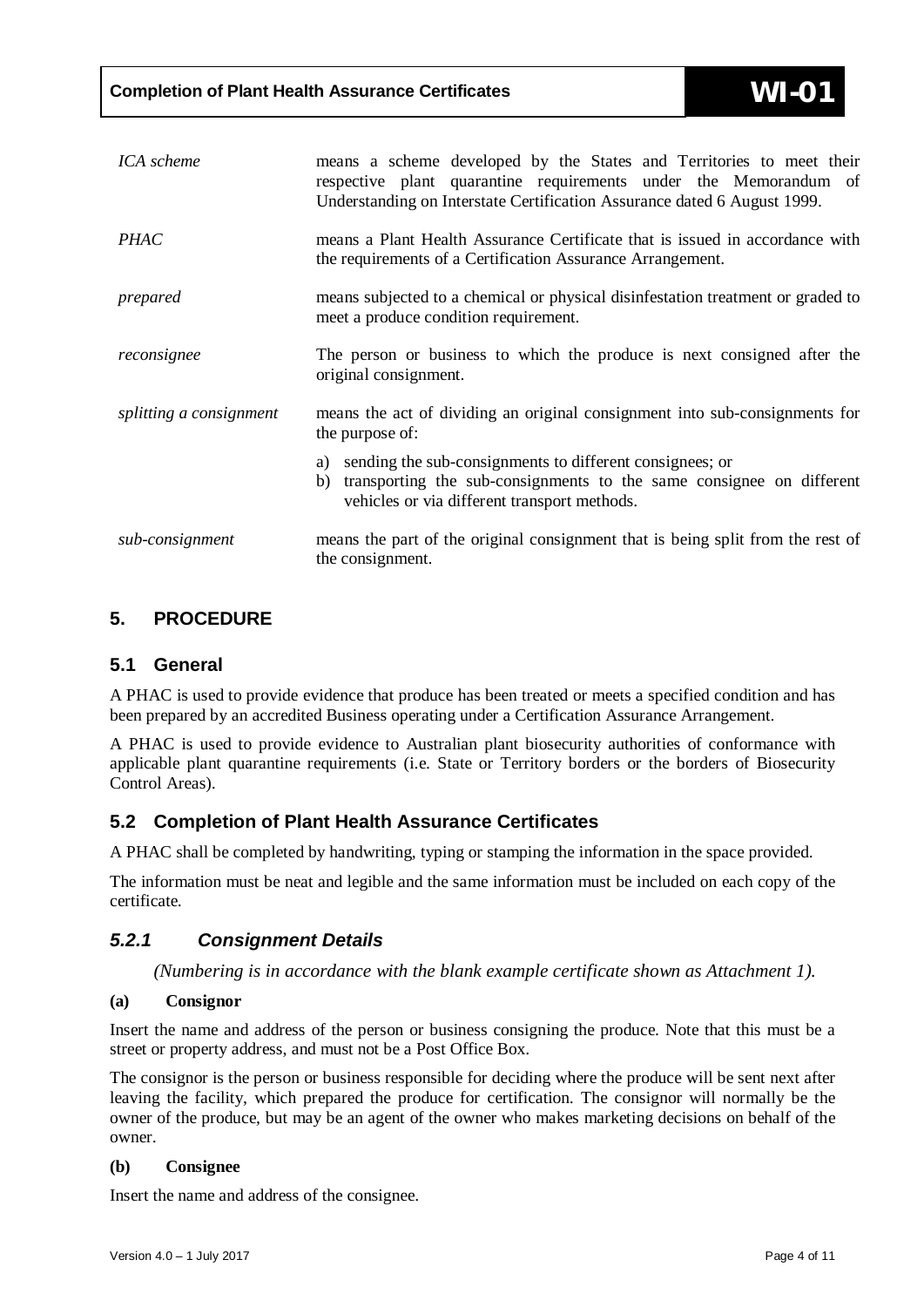| | |
|---|---|
| *ICA scheme* | means a scheme developed by the States and Territories to meet their respective plant quarantine requirements under the Memorandum of Understanding on Interstate Certification Assurance dated 6 August 1999. |
| *PHAC* | means a Plant Health Assurance Certificate that is issued in accordance with the requirements of a Certification Assurance Arrangement. |
| *prepared* | means subjected to a chemical or physical disinfestation treatment or graded to meet a produce condition requirement. |
| *reconsignee* | The person or business to which the produce is next consigned after the original consignment. |
| *splitting a consignment* | means the act of dividing an original consignment into sub-consignments for the purpose of: a) sending the sub-consignments to different consignees; or b) transporting the sub-consignments to the same consignee on different vehicles or via different transport methods. |
| *sub-consignment* | means the part of the original consignment that is being split from the rest of the consignment. |

## 5. PROCEDURE

### 5.1 General

A PHAC is used to provide evidence that produce has been treated or meets a specified condition and has been prepared by an accredited Business operating under a Certification Assurance Arrangement.

A PHAC is used to provide evidence to Australian plant biosecurity authorities of conformance with applicable plant quarantine requirements (i.e. State or Territory borders or the borders of Biosecurity Control Areas).

### 5.2 Completion of Plant Health Assurance Certificates

A PHAC shall be completed by handwriting, typing or stamping the information in the space provided.

The information must be neat and legible and the same information must be included on each copy of the certificate.

#### *5.2.1 Consignment Details*

*(Numbering is in accordance with the blank example certificate shown as Attachment 1).*

**(a) Consignor**

Insert the name and address of the person or business consigning the produce. Note that this must be a street or property address, and must not be a Post Office Box.

The consignor is the person or business responsible for deciding where the produce will be sent next after leaving the facility, which prepared the produce for certification. The consignor will normally be the owner of the produce, but may be an agent of the owner who makes marketing decisions on behalf of the owner.

**(b) Consignee**

Insert the name and address of the consignee.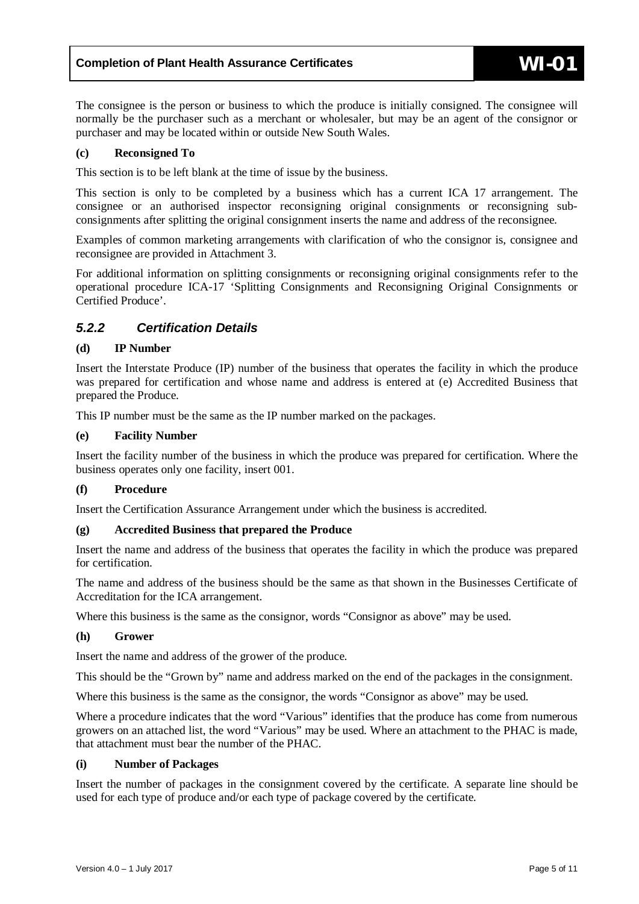The consignee is the person or business to which the produce is initially consigned. The consignee will normally be the purchaser such as a merchant or wholesaler, but may be an agent of the consignor or purchaser and may be located within or outside New South Wales.

**(c) Reconsigned To**

This section is to be left blank at the time of issue by the business.

This section is only to be completed by a business which has a current ICA 17 arrangement. The consignee or an authorised inspector reconsigning original consignments or reconsigning sub-consignments after splitting the original consignment inserts the name and address of the reconsignee.

Examples of common marketing arrangements with clarification of who the consignor is, consignee and reconsignee are provided in Attachment 3.

For additional information on splitting consignments or reconsigning original consignments refer to the operational procedure ICA-17 'Splitting Consignments and Reconsigning Original Consignments or Certified Produce'.

### *5.2.2 Certification Details*

**(d) IP Number**

Insert the Interstate Produce (IP) number of the business that operates the facility in which the produce was prepared for certification and whose name and address is entered at (e) Accredited Business that prepared the Produce.

This IP number must be the same as the IP number marked on the packages.

**(e) Facility Number**

Insert the facility number of the business in which the produce was prepared for certification. Where the business operates only one facility, insert 001.

**(f) Procedure**

Insert the Certification Assurance Arrangement under which the business is accredited.

**(g) Accredited Business that prepared the Produce**

Insert the name and address of the business that operates the facility in which the produce was prepared for certification.

The name and address of the business should be the same as that shown in the Businesses Certificate of Accreditation for the ICA arrangement.

Where this business is the same as the consignor, words "Consignor as above" may be used.

**(h) Grower**

Insert the name and address of the grower of the produce.

This should be the "Grown by" name and address marked on the end of the packages in the consignment.

Where this business is the same as the consignor, the words "Consignor as above" may be used.

Where a procedure indicates that the word "Various" identifies that the produce has come from numerous growers on an attached list, the word "Various" may be used. Where an attachment to the PHAC is made, that attachment must bear the number of the PHAC.

**(i) Number of Packages**

Insert the number of packages in the consignment covered by the certificate. A separate line should be used for each type of produce and/or each type of package covered by the certificate.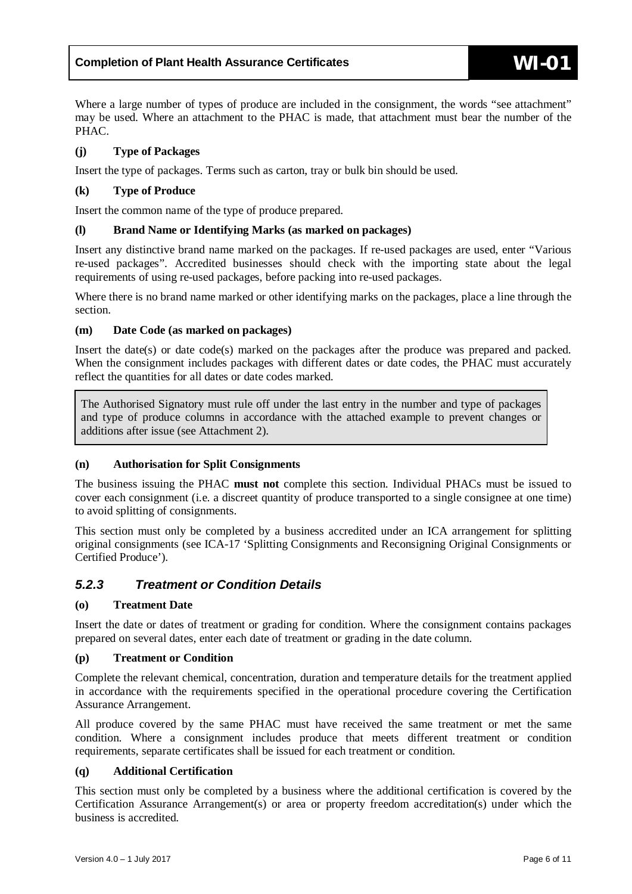Where a large number of types of produce are included in the consignment, the words "see attachment" may be used. Where an attachment to the PHAC is made, that attachment must bear the number of the PHAC.

**(j) Type of Packages**

Insert the type of packages. Terms such as carton, tray or bulk bin should be used.

**(k) Type of Produce**

Insert the common name of the type of produce prepared.

**(l) Brand Name or Identifying Marks (as marked on packages)**

Insert any distinctive brand name marked on the packages. If re-used packages are used, enter "Various re-used packages". Accredited businesses should check with the importing state about the legal requirements of using re-used packages, before packing into re-used packages.

Where there is no brand name marked or other identifying marks on the packages, place a line through the section.

**(m) Date Code (as marked on packages)**

Insert the date(s) or date code(s) marked on the packages after the produce was prepared and packed. When the consignment includes packages with different dates or date codes, the PHAC must accurately reflect the quantities for all dates or date codes marked.

> The Authorised Signatory must rule off under the last entry in the number and type of packages and type of produce columns in accordance with the attached example to prevent changes or additions after issue (see Attachment 2).

**(n) Authorisation for Split Consignments**

The business issuing the PHAC **must not** complete this section. Individual PHACs must be issued to cover each consignment (i.e. a discreet quantity of produce transported to a single consignee at one time) to avoid splitting of consignments.

This section must only be completed by a business accredited under an ICA arrangement for splitting original consignments (see ICA-17 'Splitting Consignments and Reconsigning Original Consignments or Certified Produce').

### *5.2.3 Treatment or Condition Details*

**(o) Treatment Date**

Insert the date or dates of treatment or grading for condition. Where the consignment contains packages prepared on several dates, enter each date of treatment or grading in the date column.

**(p) Treatment or Condition**

Complete the relevant chemical, concentration, duration and temperature details for the treatment applied in accordance with the requirements specified in the operational procedure covering the Certification Assurance Arrangement.

All produce covered by the same PHAC must have received the same treatment or met the same condition. Where a consignment includes produce that meets different treatment or condition requirements, separate certificates shall be issued for each treatment or condition.

**(q) Additional Certification**

This section must only be completed by a business where the additional certification is covered by the Certification Assurance Arrangement(s) or area or property freedom accreditation(s) under which the business is accredited.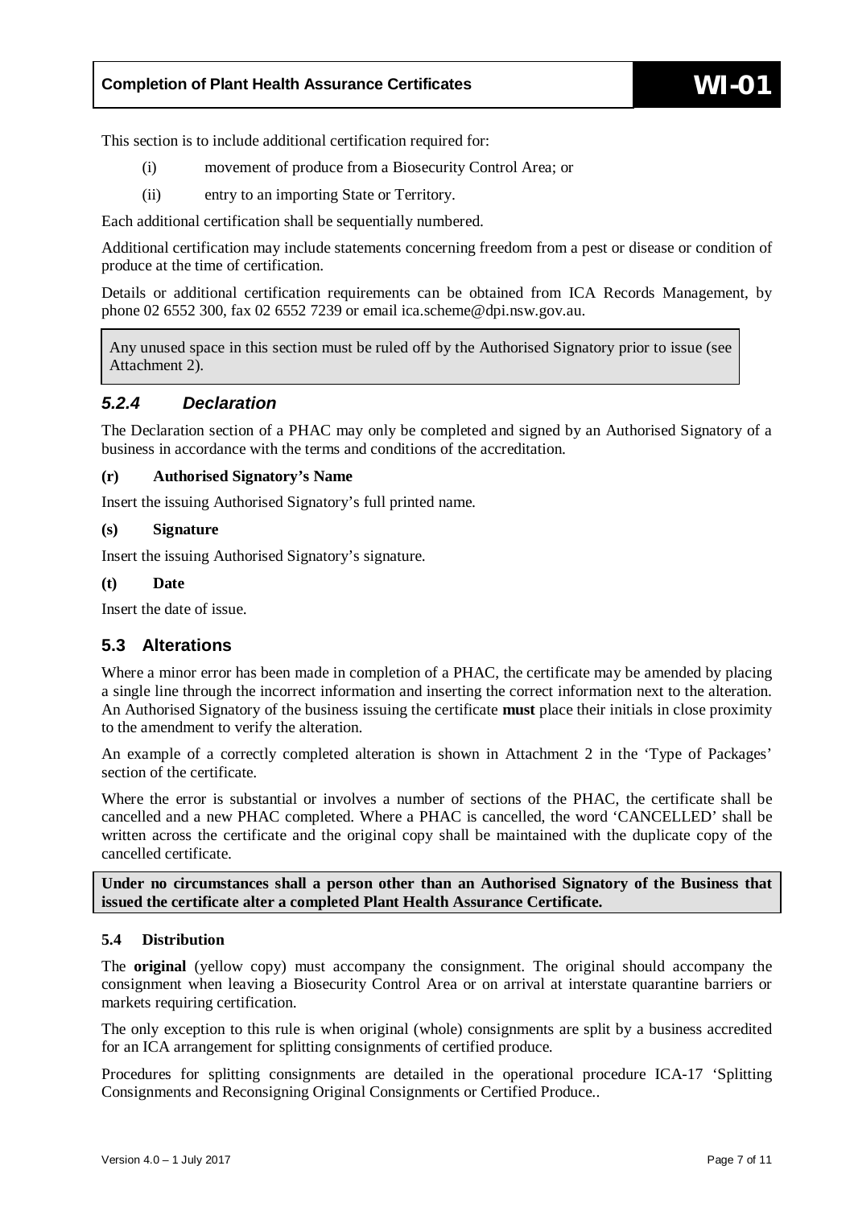This section is to include additional certification required for:

(i) movement of produce from a Biosecurity Control Area; or

(ii) entry to an importing State or Territory.

Each additional certification shall be sequentially numbered.

Additional certification may include statements concerning freedom from a pest or disease or condition of produce at the time of certification.

Details or additional certification requirements can be obtained from ICA Records Management, by phone 02 6552 300, fax 02 6552 7239 or email ica.scheme@dpi.nsw.gov.au.

> Any unused space in this section must be ruled off by the Authorised Signatory prior to issue (see Attachment 2).

### *5.2.4 Declaration*

The Declaration section of a PHAC may only be completed and signed by an Authorised Signatory of a business in accordance with the terms and conditions of the accreditation.

**(r) Authorised Signatory's Name**

Insert the issuing Authorised Signatory's full printed name.

**(s) Signature**

Insert the issuing Authorised Signatory's signature.

**(t) Date**

Insert the date of issue.

## 5.3 Alterations

Where a minor error has been made in completion of a PHAC, the certificate may be amended by placing a single line through the incorrect information and inserting the correct information next to the alteration. An Authorised Signatory of the business issuing the certificate **must** place their initials in close proximity to the amendment to verify the alteration.

An example of a correctly completed alteration is shown in Attachment 2 in the 'Type of Packages' section of the certificate.

Where the error is substantial or involves a number of sections of the PHAC, the certificate shall be cancelled and a new PHAC completed. Where a PHAC is cancelled, the word 'CANCELLED' shall be written across the certificate and the original copy shall be maintained with the duplicate copy of the cancelled certificate.

> **Under no circumstances shall a person other than an Authorised Signatory of the Business that issued the certificate alter a completed Plant Health Assurance Certificate.**

### 5.4 Distribution

The **original** (yellow copy) must accompany the consignment. The original should accompany the consignment when leaving a Biosecurity Control Area or on arrival at interstate quarantine barriers or markets requiring certification.

The only exception to this rule is when original (whole) consignments are split by a business accredited for an ICA arrangement for splitting consignments of certified produce.

Procedures for splitting consignments are detailed in the operational procedure ICA-17 'Splitting Consignments and Reconsigning Original Consignments or Certified Produce..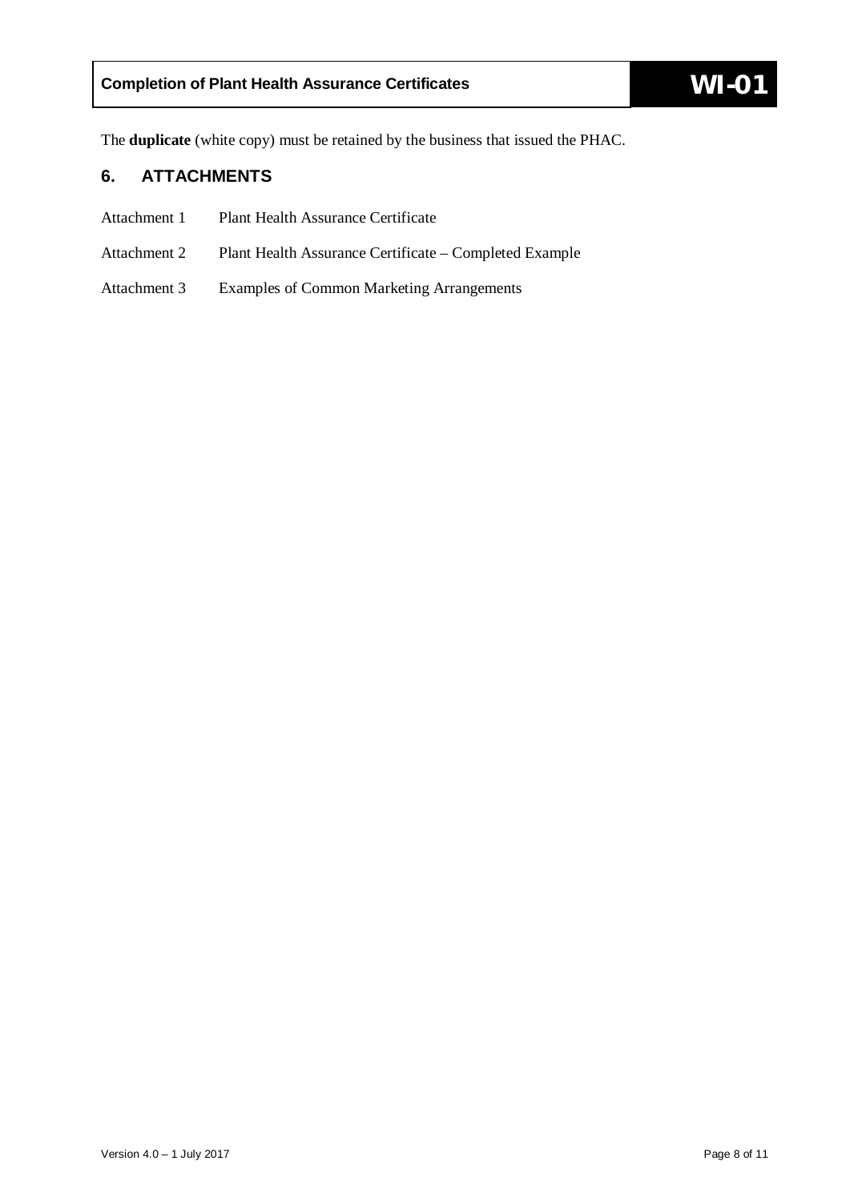The **duplicate** (white copy) must be retained by the business that issued the PHAC.

## 6. ATTACHMENTS

| | |
|---|---|
| Attachment 1 | Plant Health Assurance Certificate |
| Attachment 2 | Plant Health Assurance Certificate – Completed Example |
| Attachment 3 | Examples of Common Marketing Arrangements |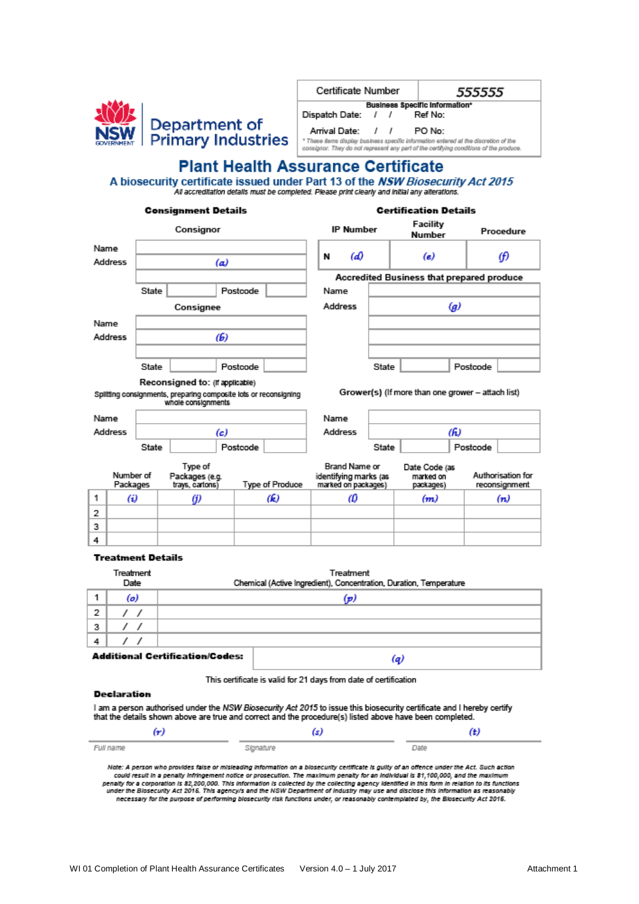NSW GOVERNMENT | Department of Primary Industries

| Certificate Number | 555555 |
|---|---|
| **Business Specific Information*** | |
| Dispatch Date: / / | Ref No: |
| Arrival Date: / / | PO No: |

*\* These items display business specific information entered at the discretion of the consignor. They do not represent any part of the certifying conditions of the produce.*

# Plant Health Assurance Certificate

## A biosecurity certificate issued under Part 13 of the *NSW Biosecurity Act 2015*

*All accreditation details must be completed. Please print clearly and initial any alterations.*

### Consignment Details

**Consignor**

| | |
|---|---|
| Name | |
| Address | (a) |
| | |
| State | Postcode |

**Consignee**

| | |
|---|---|
| Name | |
| Address | (b) |
| | |
| State | Postcode |

**Reconsigned to:** (if applicable)

Splitting consignments, preparing composite lots or reconsigning whole consignments

| | |
|---|---|
| Name | |
| Address | (c) |
| State | Postcode |

### Certification Details

| IP Number | Facility Number | Procedure |
|---|---|---|
| N (d) | (e) | (f) |

**Accredited Business that prepared produce**

| | |
|---|---|
| Name | |
| Address | (g) |
| | |
| | |
| State | Postcode |

**Grower(s)** (If more than one grower – attach list)

| | |
|---|---|
| Name | |
| Address | (h) |
| State | Postcode |

| | Number of Packages | Type of Packages (e.g. trays, cartons) | Type of Produce | Brand Name or identifying marks (as marked on packages) | Date Code (as marked on packages) | Authorisation for reconsignment |
|---|---|---|---|---|---|---|
| 1 | (i) | (j) | (k) | (l) | (m) | (n) |
| 2 | | | | | | |
| 3 | | | | | | |
| 4 | | | | | | |

### Treatment Details

| | Treatment Date | Treatment Chemical (Active Ingredient), Concentration, Duration, Temperature |
|---|---|---|
| 1 | (o) | (p) |
| 2 | / / | |
| 3 | / / | |
| 4 | / / | |

**Additional Certification/Codes:** (q)

This certificate is valid for 21 days from date of certification

### Declaration

I am a person authorised under the *NSW Biosecurity Act 2015* to issue this biosecurity certificate and I hereby certify that the details shown above are true and correct and the procedure(s) listed above have been completed.

| (r) | (s) | (t) |
|---|---|---|
| *Full name* | *Signature* | *Date* |

*Note: A person who provides false or misleading information on a biosecurity certificate is guilty of an offence under the Act. Such action could result in a penalty infringement notice or prosecution. The maximum penalty for an individual is $1,100,000, and the maximum penalty for a corporation is $2,200,000. This information is collected by the collecting agency identified in this form in relation to its functions under the Biosecurity Act 2015. This agency/s and the NSW Department of Industry may use and disclose this information as reasonably necessary for the purpose of performing biosecurity risk functions under, or reasonably contemplated by, the Biosecurity Act 2015.*

Attachment 1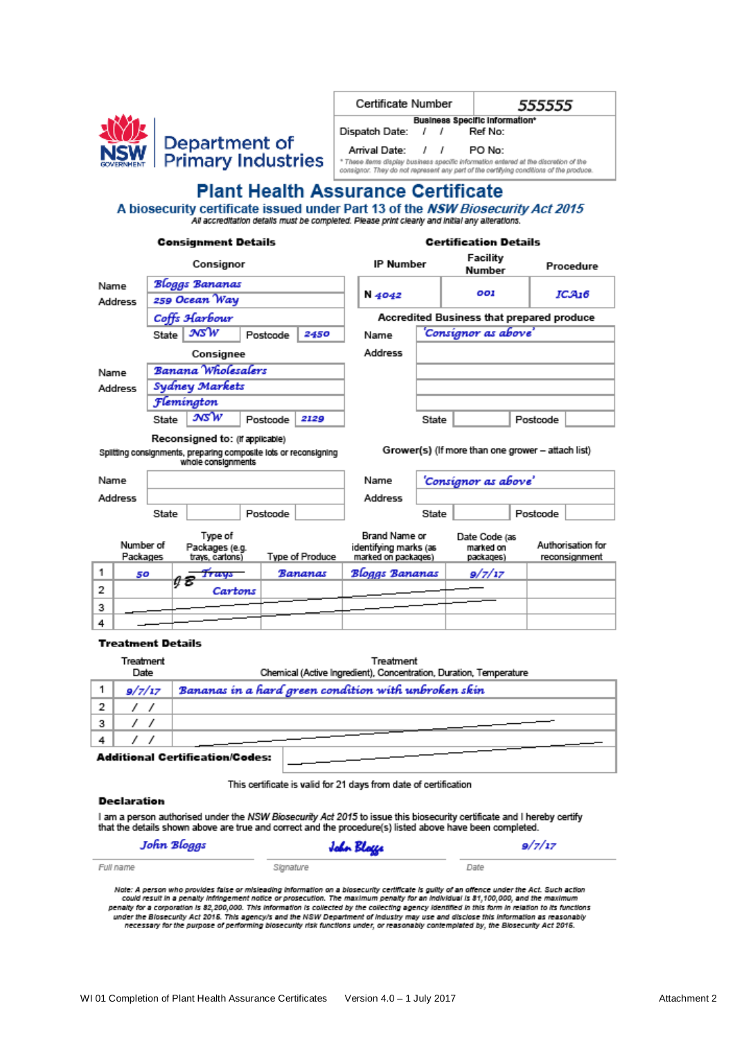NSW GOVERNMENT Department of Primary Industries

| Certificate Number | 555555 |
|---|---|
| **Business Specific Information*** | |
| Dispatch Date: / / | Ref No: |
| Arrival Date: / / | PO No: |

*\* These items display business specific information entered at the discretion of the consignor. They do not represent any part of the certifying conditions of the produce.*

# Plant Health Assurance Certificate

## A biosecurity certificate issued under Part 13 of the *NSW Biosecurity Act 2015*

*All accreditation details must be completed. Please print clearly and initial any alterations.*

**Consignment Details**

**Consignor**

| | |
|---|---|
| Name | Bloggs Bananas |
| Address | 259 Ocean Way |
| | Coffs Harbour |
| State | NSW |
| Postcode | 2450 |

**Consignee**

| | |
|---|---|
| Name | Banana Wholesalers |
| Address | Sydney Markets |
| | Flemington |
| State | NSW |
| Postcode | 2129 |

**Reconsigned to:** (If applicable)

Splitting consignments, preparing composite lots or reconsigning whole consignments

| | |
|---|---|
| Name | |
| Address | |
| State | |
| Postcode | |

**Certification Details**

| IP Number | Facility Number | Procedure |
|---|---|---|
| N 4042 | 001 | ICA16 |

**Accredited Business that prepared produce**

| | |
|---|---|
| Name | 'Consignor as above' |
| Address | |
| State | |
| Postcode | |

**Grower(s)** (If more than one grower – attach list)

| | |
|---|---|
| Name | 'Consignor as above' |
| Address | |
| State | |
| Postcode | |

| | Number of Packages | Type of Packages (e.g. trays, cartons) | Type of Produce | Brand Name or identifying marks (as marked on packages) | Date Code (as marked on packages) | Authorisation for reconsignment |
|---|---|---|---|---|---|---|
| 1 | 50 | ~~Trays~~ Cartons (JB) | Bananas | Bloggs Bananas | 9/7/17 | |
| 2 | | | | | | |
| 3 | | | | | | |
| 4 | | | | | | |

**Treatment Details**

| | Treatment Date | Treatment Chemical (Active Ingredient), Concentration, Duration, Temperature |
|---|---|---|
| 1 | 9/7/17 | Bananas in a hard green condition with unbroken skin |
| 2 | / / | |
| 3 | / / | |
| 4 | / / | |

**Additional Certification/Codes:**

This certificate is valid for 21 days from date of certification

**Declaration**

I am a person authorised under the *NSW Biosecurity Act 2015* to issue this biosecurity certificate and I hereby certify that the details shown above are true and correct and the procedure(s) listed above have been completed.

| John Bloggs | John Bloggs | 9/7/17 |
|---|---|---|
| *Full name* | *Signature* | *Date* |

*Note: A person who provides false or misleading information on a biosecurity certificate is guilty of an offence under the Act. Such action could result in a penalty infringement notice or prosecution. The maximum penalty for an individual is $1,100,000, and the maximum penalty for a corporation is $2,200,000. This information is collected by the collecting agency identified in this form in relation to its functions under the Biosecurity Act 2015. This agency/s and the NSW Department of Industry may use and disclose this information as reasonably necessary for the purpose of performing biosecurity risk functions under, or reasonably contemplated by, the Biosecurity Act 2015.*

WI 01 Completion of Plant Health Assurance Certificates Version 4.0 – 1 July 2017 Attachment 2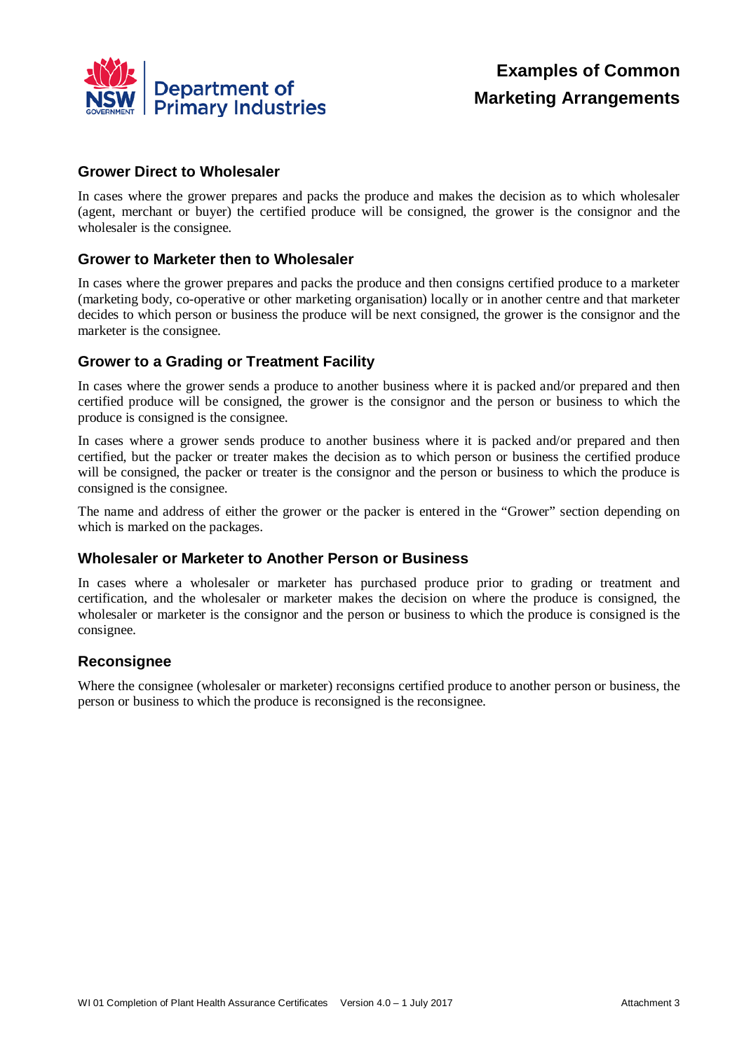# Examples of Common Marketing Arrangements

## Grower Direct to Wholesaler

In cases where the grower prepares and packs the produce and makes the decision as to which wholesaler (agent, merchant or buyer) the certified produce will be consigned, the grower is the consignor and the wholesaler is the consignee.

## Grower to Marketer then to Wholesaler

In cases where the grower prepares and packs the produce and then consigns certified produce to a marketer (marketing body, co-operative or other marketing organisation) locally or in another centre and that marketer decides to which person or business the produce will be next consigned, the grower is the consignor and the marketer is the consignee.

## Grower to a Grading or Treatment Facility

In cases where the grower sends a produce to another business where it is packed and/or prepared and then certified produce will be consigned, the grower is the consignor and the person or business to which the produce is consigned is the consignee.

In cases where a grower sends produce to another business where it is packed and/or prepared and then certified, but the packer or treater makes the decision as to which person or business the certified produce will be consigned, the packer or treater is the consignor and the person or business to which the produce is consigned is the consignee.

The name and address of either the grower or the packer is entered in the "Grower" section depending on which is marked on the packages.

## Wholesaler or Marketer to Another Person or Business

In cases where a wholesaler or marketer has purchased produce prior to grading or treatment and certification, and the wholesaler or marketer makes the decision on where the produce is consigned, the wholesaler or marketer is the consignor and the person or business to which the produce is consigned is the consignee.

## Reconsignee

Where the consignee (wholesaler or marketer) reconsigns certified produce to another person or business, the person or business to which the produce is reconsigned is the reconsignee.